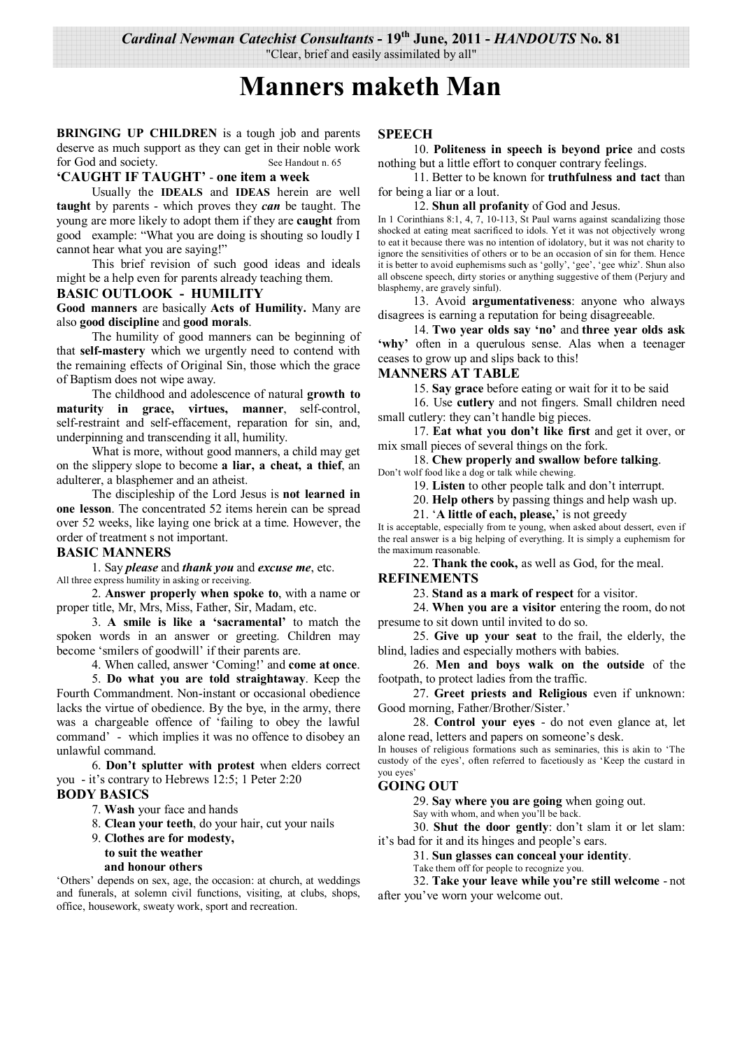*Cardinal Newman Catechist Consultants* - 19th June, 2011 - *HANDOUTS* No. 81

"Clear, brief and easily assimilated by all"

# Manners maketh Man

**BRINGING UP CHILDREN** is a tough job and parents deserve as much support as they can get in their noble work for God and society. See Handout n. 65

## 'CAUGHT IF TAUGHT' - one item a week

Usually the **IDEALS** and **IDEAS** herein are well **taught** by parents - which proves they ***can*** be taught. The young are more likely to adopt them if they are **caught** from good example: "What you are doing is shouting so loudly I cannot hear what you are saying!"

This brief revision of such good ideas and ideals might be a help even for parents already teaching them.

## BASIC OUTLOOK - HUMILITY

**Good manners** are basically **Acts of Humility.** Many are also **good discipline** and **good morals**.

The humility of good manners can be beginning of that **self-mastery** which we urgently need to contend with the remaining effects of Original Sin, those which the grace of Baptism does not wipe away.

The childhood and adolescence of natural **growth to maturity in grace, virtues, manner**, self-control, self-restraint and self-effacement, reparation for sin, and, underpinning and transcending it all, humility.

What is more, without good manners, a child may get on the slippery slope to become **a liar, a cheat, a thief**, an adulterer, a blasphemer and an atheist.

The discipleship of the Lord Jesus is **not learned in one lesson**. The concentrated 52 items herein can be spread over 52 weeks, like laying one brick at a time. However, the order of treatment s not important.

## BASIC MANNERS

1. Say ***please*** and ***thank you*** and ***excuse me***, etc.
All three express humility in asking or receiving.

2. **Answer properly when spoke to**, with a name or proper title, Mr, Mrs, Miss, Father, Sir, Madam, etc.

3. **A smile is like a 'sacramental'** to match the spoken words in an answer or greeting. Children may become 'smilers of goodwill' if their parents are.

4. When called, answer 'Coming!' and **come at once**.

5. **Do what you are told straightaway**. Keep the Fourth Commandment. Non-instant or occasional obedience lacks the virtue of obedience. By the bye, in the army, there was a chargeable offence of 'failing to obey the lawful command' - which implies it was no offence to disobey an unlawful command.

6. **Don't splutter with protest** when elders correct you - it's contrary to Hebrews 12:5; 1 Peter 2:20

## BODY BASICS

7. **Wash** your face and hands

8. **Clean your teeth**, do your hair, cut your nails

9. **Clothes are for modesty,**
**to suit the weather**
**and honour others**

'Others' depends on sex, age, the occasion: at church, at weddings and funerals, at solemn civil functions, visiting, at clubs, shops, office, housework, sweaty work, sport and recreation.

## SPEECH

10. **Politeness in speech is beyond price** and costs nothing but a little effort to conquer contrary feelings.

11. Better to be known for **truthfulness and tact** than for being a liar or a lout.

12. **Shun all profanity** of God and Jesus.
In 1 Corinthians 8:1, 4, 7, 10-113, St Paul warns against scandalizing those shocked at eating meat sacrificed to idols. Yet it was not objectively wrong to eat it because there was no intention of idolatry, but it was not charity to ignore the sensitivities of others or to be an occasion of sin for them. Hence it is better to avoid euphemisms such as 'golly', 'gee', 'gee whiz'. Shun also all obscene speech, dirty stories or anything suggestive of them (Perjury and blasphemy, are gravely sinful).

13. Avoid **argumentativeness**: anyone who always disagrees is earning a reputation for being disagreeable.

14. **Two year olds say 'no'** and **three year olds ask 'why'** often in a querulous sense. Alas when a teenager ceases to grow up and slips back to this!

## MANNERS AT TABLE

15. **Say grace** before eating or wait for it to be said

16. Use **cutlery** and not fingers. Small children need small cutlery: they can't handle big pieces.

17. **Eat what you don't like first** and get it over, or mix small pieces of several things on the fork.

18. **Chew properly and swallow before talking**.
Don't wolf food like a dog or talk while chewing.

19. **Listen** to other people talk and don't interrupt.

20. **Help others** by passing things and help wash up.

21. '**A little of each, please,**' is not greedy
It is acceptable, especially from te young, when asked about dessert, even if the real answer is a big helping of everything. It is simply a euphemism for the maximum reasonable.

22. **Thank the cook,** as well as God, for the meal.

## REFINEMENTS

23. **Stand as a mark of respect** for a visitor.

24. **When you are a visitor** entering the room, do not presume to sit down until invited to do so.

25. **Give up your seat** to the frail, the elderly, the blind, ladies and especially mothers with babies.

26. **Men and boys walk on the outside** of the footpath, to protect ladies from the traffic.

27. **Greet priests and Religious** even if unknown: Good morning, Father/Brother/Sister.'

28. **Control your eyes** - do not even glance at, let alone read, letters and papers on someone's desk.
In houses of religious formations such as seminaries, this is akin to 'The custody of the eyes', often referred to facetiously as 'Keep the custard in you eyes'

## GOING OUT

29. **Say where you are going** when going out.
Say with whom, and when you'll be back.

30. **Shut the door gently**: don't slam it or let slam: it's bad for it and its hinges and people's ears.

31. **Sun glasses can conceal your identity**.
Take them off for people to recognize you.

32. **Take your leave while you're still welcome** - not after you've worn your welcome out.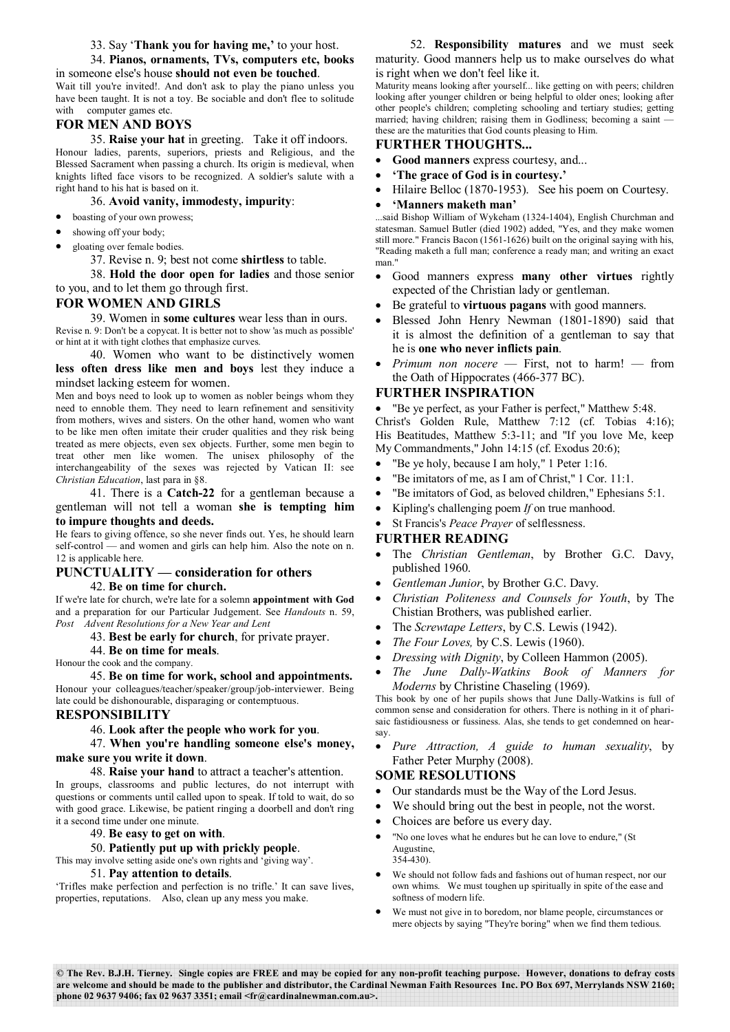33. Say '**Thank you for having me,**' to your host.

34. **Pianos, ornaments, TVs, computers etc, books** in someone else's house **should not even be touched**.

Wait till you're invited!. And don't ask to play the piano unless you have been taught. It is not a toy. Be sociable and don't flee to solitude with computer games etc.

## FOR MEN AND BOYS

35. **Raise your hat** in greeting. Take it off indoors.

Honour ladies, parents, superiors, priests and Religious, and the Blessed Sacrament when passing a church. Its origin is medieval, when knights lifted face visors to be recognized. A soldier's salute with a right hand to his hat is based on it.

36. **Avoid vanity, immodesty, impurity**:

- boasting of your own prowess;
- showing off your body;
- gloating over female bodies.

37. Revise n. 9; best not come **shirtless** to table.

38. **Hold the door open for ladies** and those senior to you, and to let them go through first.

## FOR WOMEN AND GIRLS

39. Women in **some cultures** wear less than in ours.

Revise n. 9: Don't be a copycat. It is better not to show 'as much as possible' or hint at it with tight clothes that emphasize curves.

40. Women who want to be distinctively women **less often dress like men and boys** lest they induce a mindset lacking esteem for women.

Men and boys need to look up to women as nobler beings whom they need to ennoble them. They need to learn refinement and sensitivity from mothers, wives and sisters. On the other hand, women who want to be like men often imitate their cruder qualities and they risk being treated as mere objects, even sex objects. Further, some men begin to treat other men like women. The unisex philosophy of the interchangeability of the sexes was rejected by Vatican II: see *Christian Education*, last para in §8.

41. There is a **Catch-22** for a gentleman because a gentleman will not tell a woman **she is tempting him to impure thoughts and deeds.**

He fears to giving offence, so she never finds out. Yes, he should learn self-control — and women and girls can help him. Also the note on n. 12 is applicable here.

## PUNCTUALITY — consideration for others

42. **Be on time for church.**

If we're late for church, we're late for a solemn **appointment with God** and a preparation for our Particular Judgement. See *Handouts* n. 59, *Post Advent Resolutions for a New Year and Lent*

43. **Best be early for church**, for private prayer.

44. **Be on time for meals**.

Honour the cook and the company.

45. **Be on time for work, school and appointments.**

Honour your colleagues/teacher/speaker/group/job-interviewer. Being late could be dishonourable, disparaging or contemptuous.

## RESPONSIBILITY

46. **Look after the people who work for you**.

47. **When you're handling someone else's money, make sure you write it down**.

48. **Raise your hand** to attract a teacher's attention.

In groups, classrooms and public lectures, do not interrupt with questions or comments until called upon to speak. If told to wait, do so with good grace. Likewise, be patient ringing a doorbell and don't ring it a second time under one minute.

49. **Be easy to get on with**.

50. **Patiently put up with prickly people**.

This may involve setting aside one's own rights and 'giving way'.

51. **Pay attention to details**.

'Trifles make perfection and perfection is no trifle.' It can save lives, properties, reputations. Also, clean up any mess you make.

52. **Responsibility matures** and we must seek maturity. Good manners help us to make ourselves do what is right when we don't feel like it.

Maturity means looking after yourself... like getting on with peers; children looking after younger children or being helpful to older ones; looking after other people's children; completing schooling and tertiary studies; getting married; having children; raising them in Godliness; becoming a saint — these are the maturities that God counts pleasing to Him.

## FURTHER THOUGHTS...

- **Good manners** express courtesy, and...
- **'The grace of God is in courtesy.'**
- Hilaire Belloc (1870-1953). See his poem on Courtesy.
- **'Manners maketh man'**

...said Bishop William of Wykeham (1324-1404), English Churchman and statesman. Samuel Butler (died 1902) added, "Yes, and they make women still more." Francis Bacon (1561-1626) built on the original saying with his, "Reading maketh a full man; conference a ready man; and writing an exact man."

- Good manners express **many other virtues** rightly expected of the Christian lady or gentleman.
- Be grateful to **virtuous pagans** with good manners.
- Blessed John Henry Newman (1801-1890) said that it is almost the definition of a gentleman to say that he is **one who never inflicts pain**.
- *Primum non nocere* — First, not to harm! — from the Oath of Hippocrates (466-377 BC).

## FURTHER INSPIRATION

- "Be ye perfect, as your Father is perfect," Matthew 5:48.

Christ's Golden Rule, Matthew 7:12 (cf. Tobias 4:16); His Beatitudes, Matthew 5:3-11; and "If you love Me, keep My Commandments," John 14:15 (cf. Exodus 20:6);

- "Be ye holy, because I am holy," 1 Peter 1:16.
- "Be imitators of me, as I am of Christ," 1 Cor. 11:1.
- "Be imitators of God, as beloved children," Ephesians 5:1.
- Kipling's challenging poem *If* on true manhood.
- St Francis's *Peace Prayer* of selflessness.

## FURTHER READING

- The *Christian Gentleman*, by Brother G.C. Davy, published 1960.
- *Gentleman Junior*, by Brother G.C. Davy.
- *Christian Politeness and Counsels for Youth*, by The Christian Brothers, was published earlier.
- The *Screwtape Letters*, by C.S. Lewis (1942).
- *The Four Loves,* by C.S. Lewis (1960).
- *Dressing with Dignity*, by Colleen Hammon (2005).
- *The June Dally-Watkins Book of Manners for Moderns* by Christine Chaseling (1969).

This book by one of her pupils shows that June Dally-Watkins is full of common sense and consideration for others. There is nothing in it of pharisaic fastidiousness or fussiness. Alas, she tends to get condemned on hearsay.

- *Pure Attraction, A guide to human sexuality*, by Father Peter Murphy (2008).

## SOME RESOLUTIONS

- Our standards must be the Way of the Lord Jesus.
- We should bring out the best in people, not the worst.
- Choices are before us every day.
- "No one loves what he endures but he can love to endure," (St Augustine, 354-430).
- We should not follow fads and fashions out of human respect, nor our own whims. We must toughen up spiritually in spite of the ease and softness of modern life.
- We must not give in to boredom, nor blame people, circumstances or mere objects by saying "They're boring" when we find them tedious.

**© The Rev. B.J.H. Tierney. Single copies are FREE and may be copied for any non-profit teaching purpose. However, donations to defray costs are welcome and should be made to the publisher and distributor, the Cardinal Newman Faith Resources Inc. PO Box 697, Merrylands NSW 2160; phone 02 9637 9406; fax 02 9637 3351; email <fr@cardinalnewman.com.au>.**